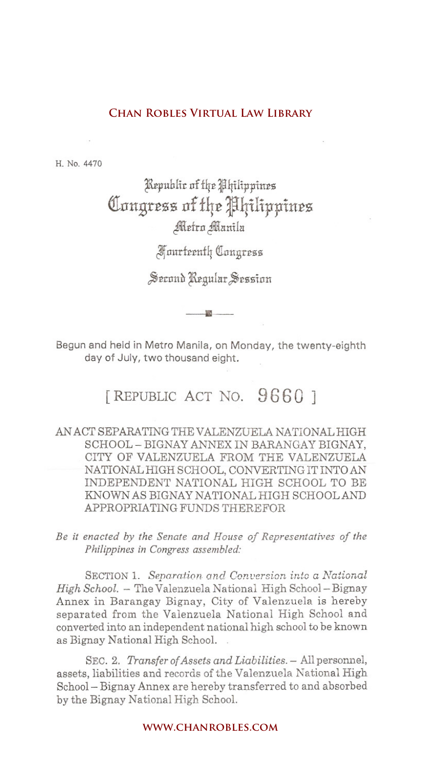H. No. 4470

Republic of the Philippines
Congress of the Philippines
Metro Manila

Fourteenth Congress

Second Regular Session

Begun and held in Metro Manila, on Monday, the twenty-eighth day of July, two thousand eight.

# [ REPUBLIC ACT NO. 9660 ]

AN ACT SEPARATING THE VALENZUELA NATIONAL HIGH SCHOOL – BIGNAY ANNEX IN BARANGAY BIGNAY, CITY OF VALENZUELA FROM THE VALENZUELA NATIONAL HIGH SCHOOL, CONVERTING IT INTO AN INDEPENDENT NATIONAL HIGH SCHOOL TO BE KNOWN AS BIGNAY NATIONAL HIGH SCHOOL AND APPROPRIATING FUNDS THEREFOR

*Be it enacted by the Senate and House of Representatives of the Philippines in Congress assembled:*

SECTION 1. *Separation and Conversion into a National High School.* – The Valenzuela National High School – Bignay Annex in Barangay Bignay, City of Valenzuela is hereby separated from the Valenzuela National High School and converted into an independent national high school to be known as Bignay National High School.

SEC. 2. *Transfer of Assets and Liabilities.* – All personnel, assets, liabilities and records of the Valenzuela National High School – Bignay Annex are hereby transferred to and absorbed by the Bignay National High School.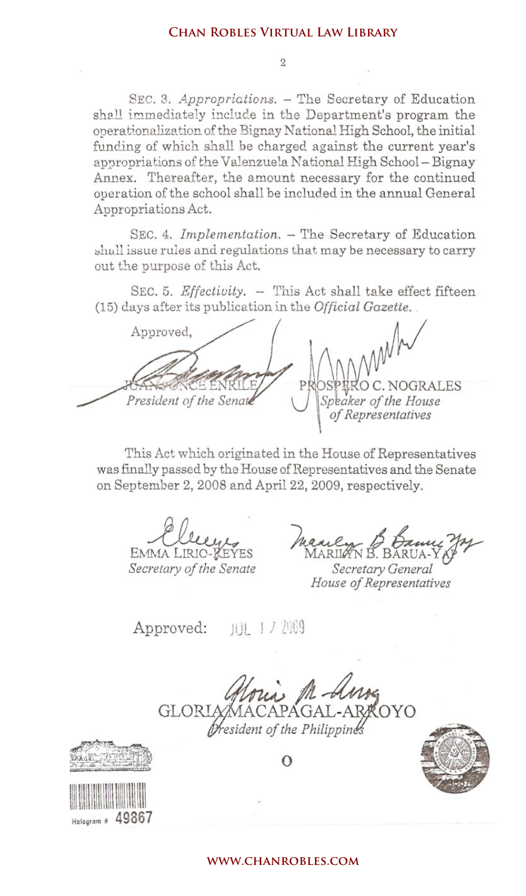SEC. 3. *Appropriations.* – The Secretary of Education shall immediately include in the Department's program the operationalization of the Bignay National High School, the initial funding of which shall be charged against the current year's appropriations of the Valenzuela National High School – Bignay Annex. Thereafter, the amount necessary for the continued operation of the school shall be included in the annual General Appropriations Act.

SEC. 4. *Implementation.* – The Secretary of Education shall issue rules and regulations that may be necessary to carry out the purpose of this Act.

SEC. 5. *Effectivity.* – This Act shall take effect fifteen (15) days after its publication in the *Official Gazette*.

Approved,

JUAN PONCE ENRILE
*President of the Senate*

PROSPERO C. NOGRALES
*Speaker of the House of Representatives*

This Act which originated in the House of Representatives was finally passed by the House of Representatives and the Senate on September 2, 2008 and April 22, 2009, respectively.

EMMA LIRIO-REYES
*Secretary of the Senate*

MARILYN B. BARUA-YAP
*Secretary General*
*House of Representatives*

Approved: JUL 17 2009

GLORIA MACAPAGAL-ARROYO
*President of the Philippines*

O

Hologram # 49867